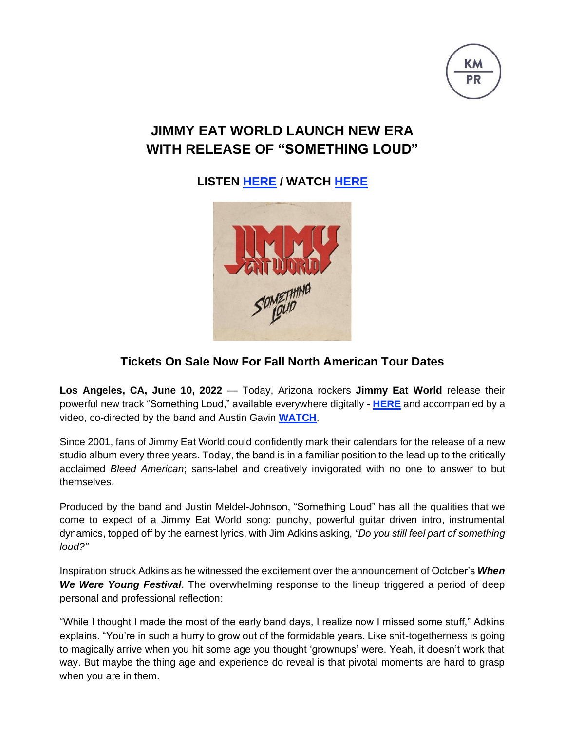KM PR

# JIMMY EAT WORLD LAUNCH NEW ERA WITH RELEASE OF "SOMETHING LOUD"

## LISTEN HERE / WATCH HERE

## Tickets On Sale Now For Fall North American Tour Dates

**Los Angeles, CA, June 10, 2022** — Today, Arizona rockers **Jimmy Eat World** release their powerful new track "Something Loud," available everywhere digitally - **HERE** and accompanied by a video, co-directed by the band and Austin Gavin **WATCH**.

Since 2001, fans of Jimmy Eat World could confidently mark their calendars for the release of a new studio album every three years. Today, the band is in a familiar position to the lead up to the critically acclaimed *Bleed American*; sans-label and creatively invigorated with no one to answer to but themselves.

Produced by the band and Justin Meldel-Johnson, "Something Loud" has all the qualities that we come to expect of a Jimmy Eat World song: punchy, powerful guitar driven intro, instrumental dynamics, topped off by the earnest lyrics, with Jim Adkins asking, *"Do you still feel part of something loud?"*

Inspiration struck Adkins as he witnessed the excitement over the announcement of October's ***When We Were Young Festival***. The overwhelming response to the lineup triggered a period of deep personal and professional reflection:

"While I thought I made the most of the early band days, I realize now I missed some stuff," Adkins explains. "You're in such a hurry to grow out of the formidable years. Like shit-togetherness is going to magically arrive when you hit some age you thought 'grownups' were. Yeah, it doesn't work that way. But maybe the thing age and experience do reveal is that pivotal moments are hard to grasp when you are in them.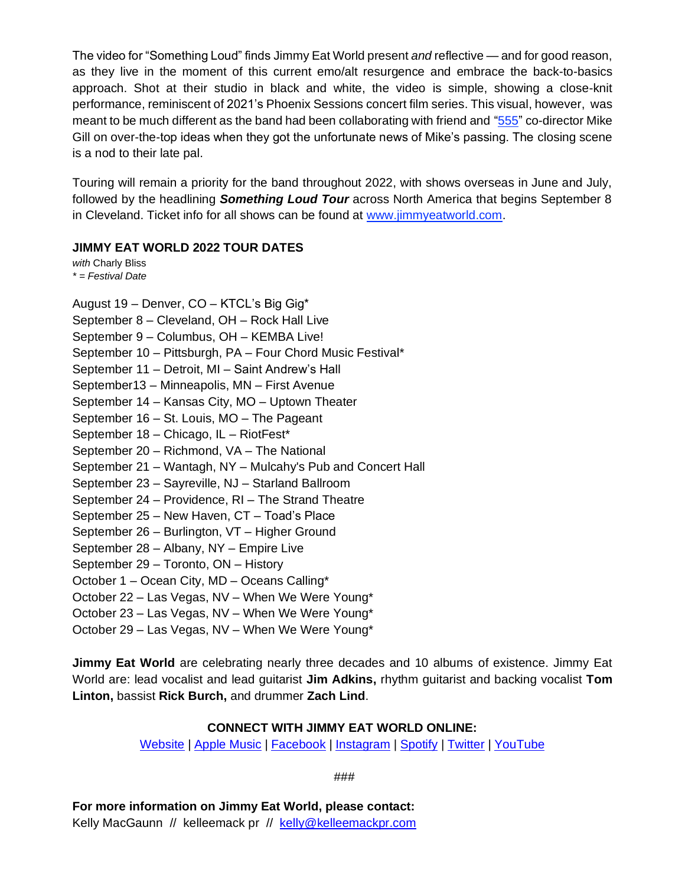The video for "Something Loud" finds Jimmy Eat World present *and* reflective — and for good reason, as they live in the moment of this current emo/alt resurgence and embrace the back-to-basics approach. Shot at their studio in black and white, the video is simple, showing a close-knit performance, reminiscent of 2021's Phoenix Sessions concert film series. This visual, however, was meant to be much different as the band had been collaborating with friend and "555" co-director Mike Gill on over-the-top ideas when they got the unfortunate news of Mike's passing. The closing scene is a nod to their late pal.

Touring will remain a priority for the band throughout 2022, with shows overseas in June and July, followed by the headlining ***Something Loud Tour*** across North America that begins September 8 in Cleveland. Ticket info for all shows can be found at www.jimmyeatworld.com.

**JIMMY EAT WORLD 2022 TOUR DATES**
*with* Charly Bliss
*\* = Festival Date*

August 19 – Denver, CO – KTCL's Big Gig*
September 8 – Cleveland, OH – Rock Hall Live
September 9 – Columbus, OH – KEMBA Live!
September 10 – Pittsburgh, PA – Four Chord Music Festival*
September 11 – Detroit, MI – Saint Andrew's Hall
September13 – Minneapolis, MN – First Avenue
September 14 – Kansas City, MO – Uptown Theater
September 16 – St. Louis, MO – The Pageant
September 18 – Chicago, IL – RiotFest*
September 20 – Richmond, VA – The National
September 21 – Wantagh, NY – Mulcahy's Pub and Concert Hall
September 23 – Sayreville, NJ – Starland Ballroom
September 24 – Providence, RI – The Strand Theatre
September 25 – New Haven, CT – Toad's Place
September 26 – Burlington, VT – Higher Ground
September 28 – Albany, NY – Empire Live
September 29 – Toronto, ON – History
October 1 – Ocean City, MD – Oceans Calling*
October 22 – Las Vegas, NV – When We Were Young*
October 23 – Las Vegas, NV – When We Were Young*
October 29 – Las Vegas, NV – When We Were Young*

**Jimmy Eat World** are celebrating nearly three decades and 10 albums of existence. Jimmy Eat World are: lead vocalist and lead guitarist **Jim Adkins,** rhythm guitarist and backing vocalist **Tom Linton,** bassist **Rick Burch,** and drummer **Zach Lind**.

**CONNECT WITH JIMMY EAT WORLD ONLINE:**
Website | Apple Music | Facebook | Instagram | Spotify | Twitter | YouTube

###

**For more information on Jimmy Eat World, please contact:**
Kelly MacGaunn // kelleemack pr // kelly@kelleemackpr.com